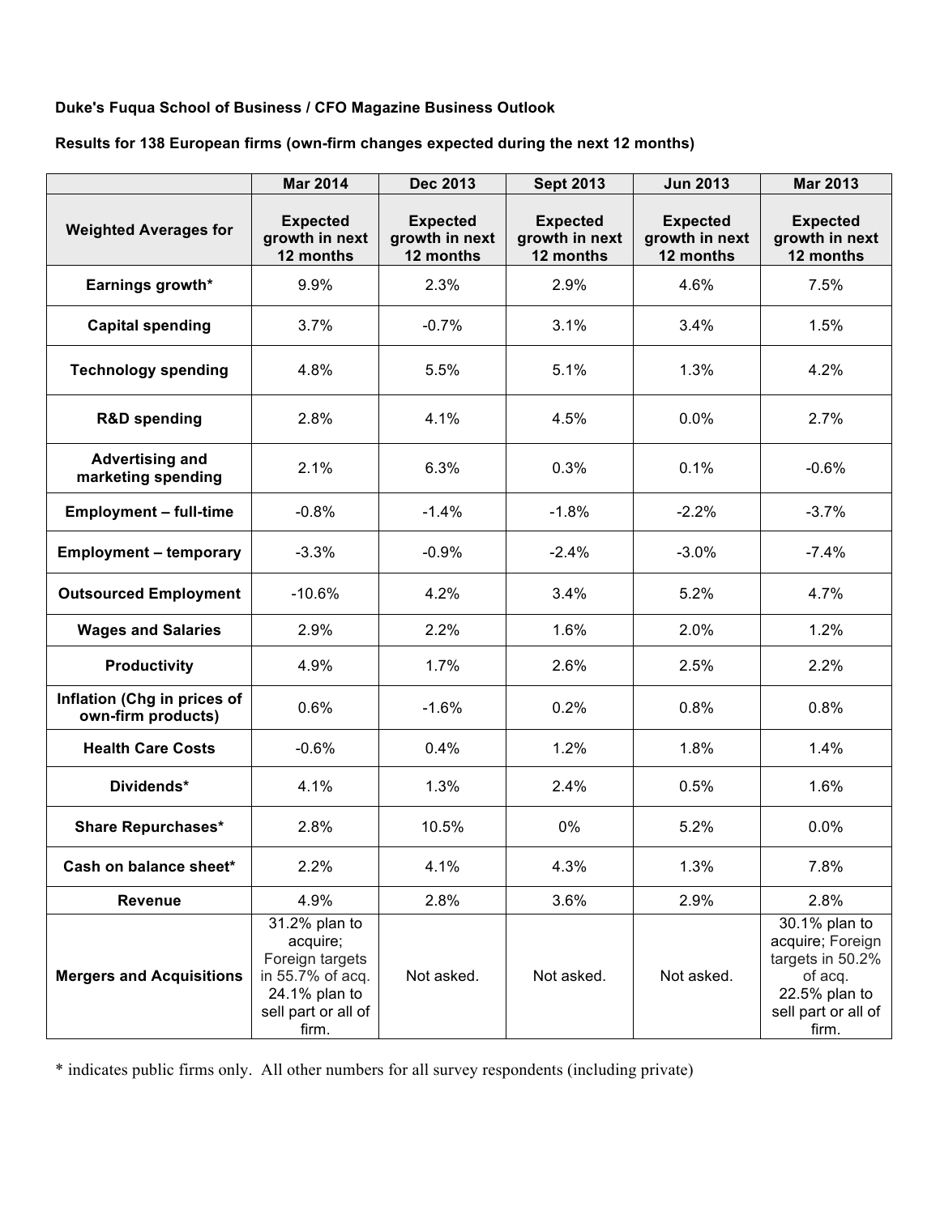**Duke's Fuqua School of Business / CFO Magazine Business Outlook**

**Results for 138 European firms (own-firm changes expected during the next 12 months)**

| | Mar 2014 | Dec 2013 | Sept 2013 | Jun 2013 | Mar 2013 |
|---|---|---|---|---|---|
| **Weighted Averages for** | **Expected growth in next 12 months** | **Expected growth in next 12 months** | **Expected growth in next 12 months** | **Expected growth in next 12 months** | **Expected growth in next 12 months** |
| **Earnings growth*** | 9.9% | 2.3% | 2.9% | 4.6% | 7.5% |
| **Capital spending** | 3.7% | -0.7% | 3.1% | 3.4% | 1.5% |
| **Technology spending** | 4.8% | 5.5% | 5.1% | 1.3% | 4.2% |
| **R&D spending** | 2.8% | 4.1% | 4.5% | 0.0% | 2.7% |
| **Advertising and marketing spending** | 2.1% | 6.3% | 0.3% | 0.1% | -0.6% |
| **Employment – full-time** | -0.8% | -1.4% | -1.8% | -2.2% | -3.7% |
| **Employment – temporary** | -3.3% | -0.9% | -2.4% | -3.0% | -7.4% |
| **Outsourced Employment** | -10.6% | 4.2% | 3.4% | 5.2% | 4.7% |
| **Wages and Salaries** | 2.9% | 2.2% | 1.6% | 2.0% | 1.2% |
| **Productivity** | 4.9% | 1.7% | 2.6% | 2.5% | 2.2% |
| **Inflation (Chg in prices of own-firm products)** | 0.6% | -1.6% | 0.2% | 0.8% | 0.8% |
| **Health Care Costs** | -0.6% | 0.4% | 1.2% | 1.8% | 1.4% |
| **Dividends*** | 4.1% | 1.3% | 2.4% | 0.5% | 1.6% |
| **Share Repurchases*** | 2.8% | 10.5% | 0% | 5.2% | 0.0% |
| **Cash on balance sheet*** | 2.2% | 4.1% | 4.3% | 1.3% | 7.8% |
| **Revenue** | 4.9% | 2.8% | 3.6% | 2.9% | 2.8% |
| **Mergers and Acquisitions** | 31.2% plan to acquire; Foreign targets in 55.7% of acq. 24.1% plan to sell part or all of firm. | Not asked. | Not asked. | Not asked. | 30.1% plan to acquire; Foreign targets in 50.2% of acq. 22.5% plan to sell part or all of firm. |

* indicates public firms only. All other numbers for all survey respondents (including private)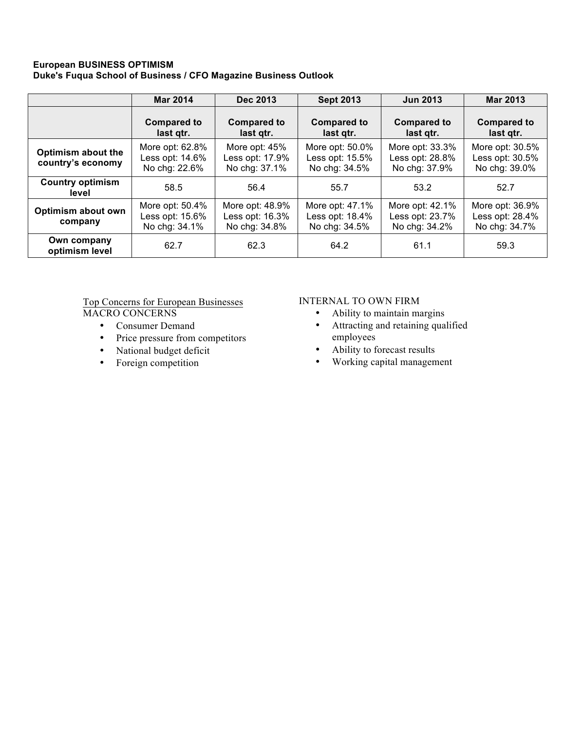**European BUSINESS OPTIMISM**
**Duke's Fuqua School of Business / CFO Magazine Business Outlook**

| | Mar 2014 | Dec 2013 | Sept 2013 | Jun 2013 | Mar 2013 |
|---|---|---|---|---|---|
| | **Compared to last qtr.** | **Compared to last qtr.** | **Compared to last qtr.** | **Compared to last qtr.** | **Compared to last qtr.** |
| **Optimism about the country's economy** | More opt: 62.8%<br>Less opt: 14.6%<br>No chg: 22.6% | More opt: 45%<br>Less opt: 17.9%<br>No chg: 37.1% | More opt: 50.0%<br>Less opt: 15.5%<br>No chg: 34.5% | More opt: 33.3%<br>Less opt: 28.8%<br>No chg: 37.9% | More opt: 30.5%<br>Less opt: 30.5%<br>No chg: 39.0% |
| **Country optimism level** | 58.5 | 56.4 | 55.7 | 53.2 | 52.7 |
| **Optimism about own company** | More opt: 50.4%<br>Less opt: 15.6%<br>No chg: 34.1% | More opt: 48.9%<br>Less opt: 16.3%<br>No chg: 34.8% | More opt: 47.1%<br>Less opt: 18.4%<br>No chg: 34.5% | More opt: 42.1%<br>Less opt: 23.7%<br>No chg: 34.2% | More opt: 36.9%<br>Less opt: 28.4%<br>No chg: 34.7% |
| **Own company optimism level** | 62.7 | 62.3 | 64.2 | 61.1 | 59.3 |

Top Concerns for European Businesses

MACRO CONCERNS

- Consumer Demand
- Price pressure from competitors
- National budget deficit
- Foreign competition

INTERNAL TO OWN FIRM

- Ability to maintain margins
- Attracting and retaining qualified employees
- Ability to forecast results
- Working capital management